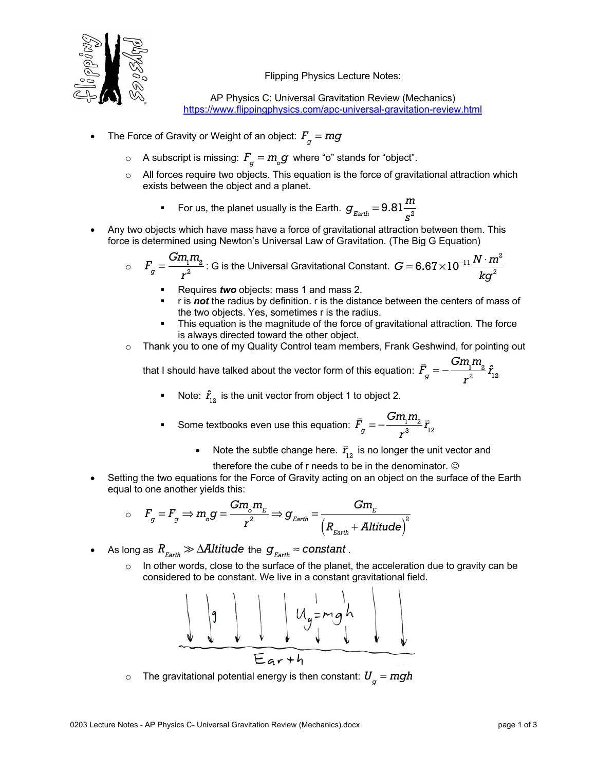Flipping Physics Lecture Notes:

AP Physics C: Universal Gravitation Review (Mechanics)
https://www.flippingphysics.com/apc-universal-gravitation-review.html

- The Force of Gravity or Weight of an object: $F_g = mg$
  - A subscript is missing: $F_g = m_o g$ where "o" stands for "object".
  - All forces require two objects. This equation is the force of gravitational attraction which exists between the object and a planet.
    - For us, the planet usually is the Earth. $g_{Earth} = 9.81\frac{m}{s^2}$
- Any two objects which have mass have a force of gravitational attraction between them. This force is determined using Newton's Universal Law of Gravitation. (The Big G Equation)
  - $F_g = \frac{Gm_1m_2}{r^2}$: G is the Universal Gravitational Constant. $G = 6.67\times10^{-11}\frac{N\cdot m^2}{kg^2}$
    - Requires ***two*** objects: mass 1 and mass 2.
    - r is ***not*** the radius by definition. r is the distance between the centers of mass of the two objects. Yes, sometimes r is the radius.
    - This equation is the magnitude of the force of gravitational attraction. The force is always directed toward the other object.
  - Thank you to one of my Quality Control team members, Frank Geshwind, for pointing out that I should have talked about the vector form of this equation: $\vec{F}_g = -\frac{Gm_1m_2}{r^2}\hat{r}_{12}$
    - Note: $\hat{r}_{12}$ is the unit vector from object 1 to object 2.
    - Some textbooks even use this equation: $\vec{F}_g = -\frac{Gm_1m_2}{r^3}\vec{r}_{12}$
      - Note the subtle change here. $\vec{r}_{12}$ is no longer the unit vector and therefore the cube of r needs to be in the denominator. ☺
- Setting the two equations for the Force of Gravity acting on an object on the surface of the Earth equal to one another yields this:
  - $F_g = F_g \Rightarrow m_o g = \frac{Gm_o m_E}{r^2} \Rightarrow g_{Earth} = \frac{Gm_E}{\left(R_{Earth} + Altitude\right)^2}$
- As long as $R_{Earth} \gg \Delta Altitude$ the $g_{Earth} \approx constant$.
  - In other words, close to the surface of the planet, the acceleration due to gravity can be considered to be constant. We live in a constant gravitational field.
  - The gravitational potential energy is then constant: $U_g = mgh$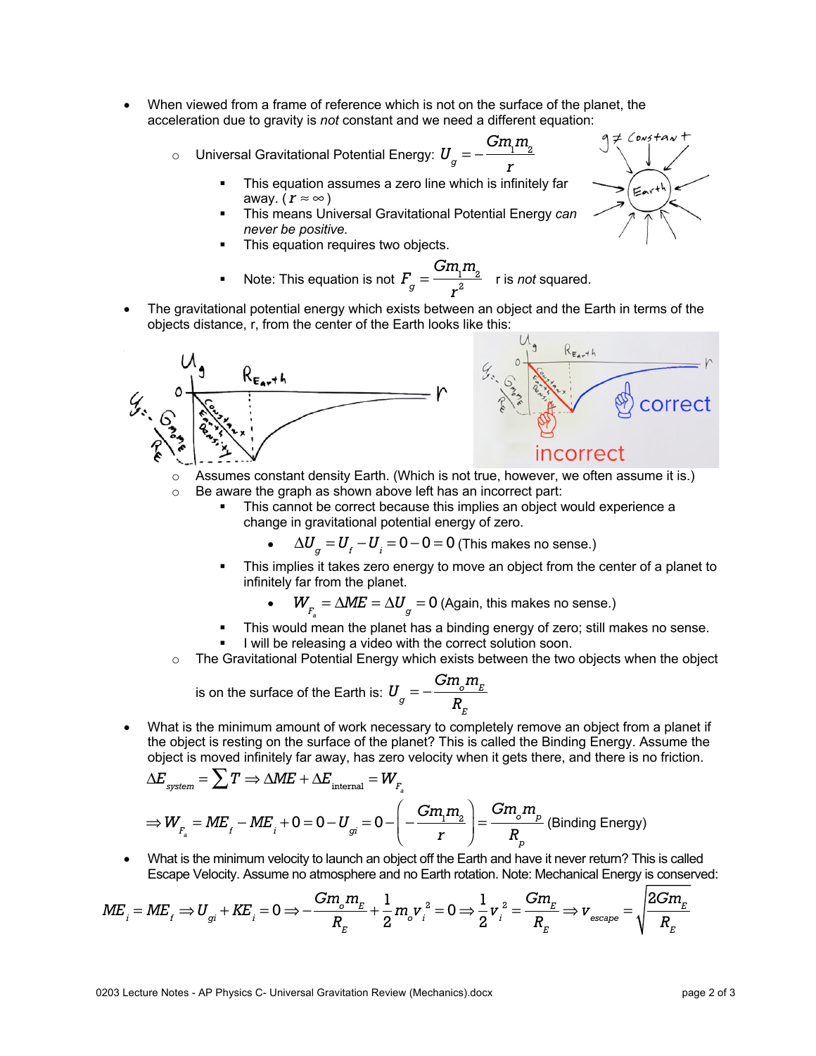- When viewed from a frame of reference which is not on the surface of the planet, the acceleration due to gravity is *not* constant and we need a different equation:
  - Universal Gravitational Potential Energy: $U_g = -\frac{Gm_1m_2}{r}$
    - This equation assumes a zero line which is infinitely far away. ($r \approx \infty$)
    - This means Universal Gravitational Potential Energy *can never be positive.*
    - This equation requires two objects.
    - Note: This equation is not $F_g = \frac{Gm_1m_2}{r^2}$ r is *not* squared.
- The gravitational potential energy which exists between an object and the Earth in terms of the objects distance, r, from the center of the Earth looks like this:
  - Assumes constant density Earth. (Which is not true, however, we often assume it is.)
  - Be aware the graph as shown above left has an incorrect part:
    - This cannot be correct because this implies an object would experience a change in gravitational potential energy of zero.
      - $\Delta U_g = U_f - U_i = 0 - 0 = 0$ (This makes no sense.)
    - This implies it takes zero energy to move an object from the center of a planet to infinitely far from the planet.
      - $W_{F_a} = \Delta ME = \Delta U_g = 0$ (Again, this makes no sense.)
    - This would mean the planet has a binding energy of zero; still makes no sense.
    - I will be releasing a video with the correct solution soon.
  - The Gravitational Potential Energy which exists between the two objects when the object is on the surface of the Earth is: $U_g = -\frac{Gm_om_E}{R_E}$
- What is the minimum amount of work necessary to completely remove an object from a planet if the object is resting on the surface of the planet? This is called the Binding Energy. Assume the object is moved infinitely far away, has zero velocity when it gets there, and there is no friction.

$$\Delta E_{system} = \sum T \Rightarrow \Delta ME + \Delta E_{\text{internal}} = W_{F_a}$$

$$\Rightarrow W_{F_a} = ME_f - ME_i + 0 = 0 - U_{gi} = 0 - \left(-\frac{Gm_1m_2}{r}\right) = \frac{Gm_om_p}{R_p} \text{ (Binding Energy)}$$

- What is the minimum velocity to launch an object off the Earth and have it never return? This is called Escape Velocity. Assume no atmosphere and no Earth rotation. Note: Mechanical Energy is conserved:

$$ME_i = ME_f \Rightarrow U_{gi} + KE_i = 0 \Rightarrow -\frac{Gm_om_E}{R_E} + \frac{1}{2}m_ov_i^2 = 0 \Rightarrow \frac{1}{2}v_i^2 = \frac{Gm_E}{R_E} \Rightarrow v_{escape} = \sqrt{\frac{2Gm_E}{R_E}}$$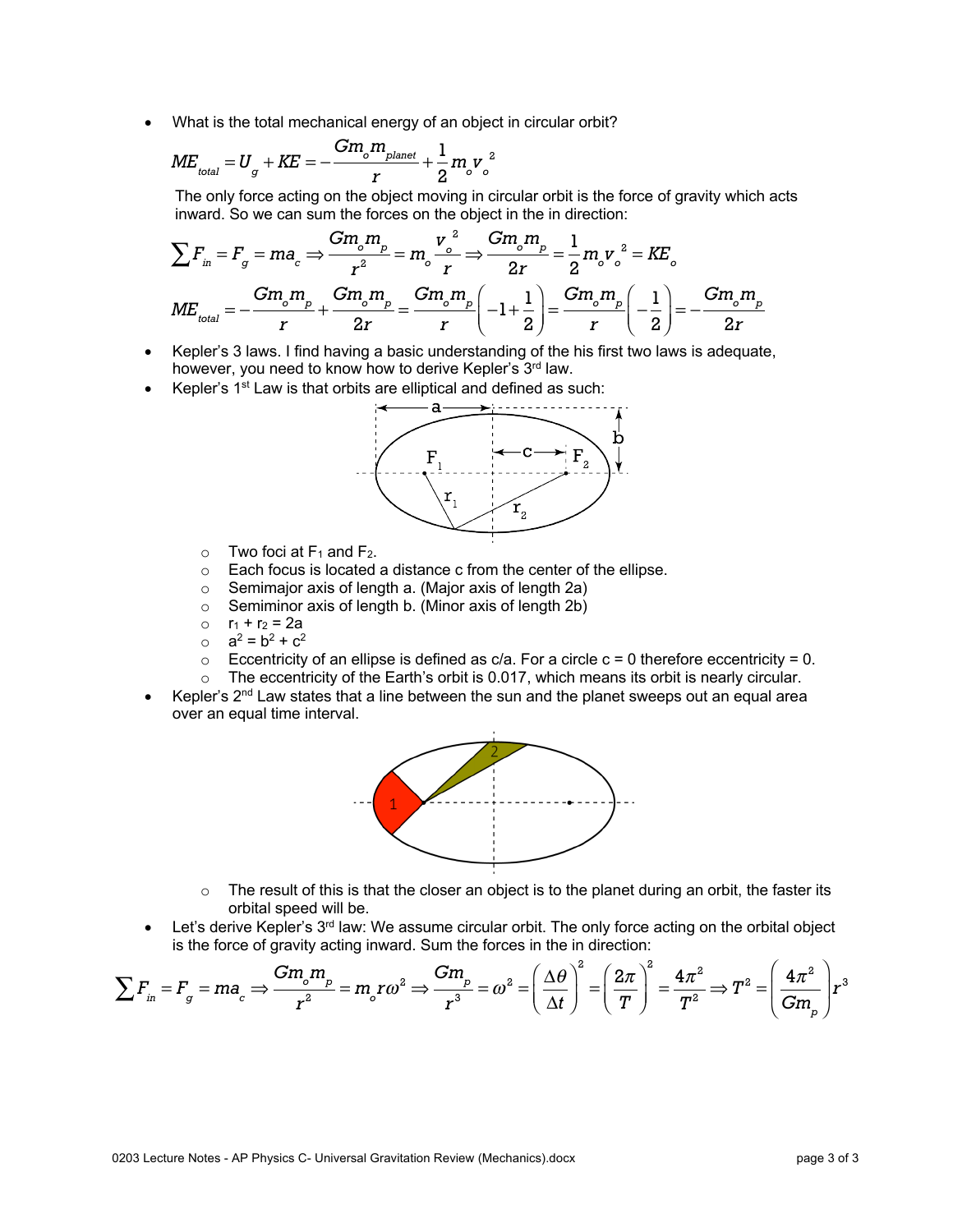- What is the total mechanical energy of an object in circular orbit?

$$ME_{total} = U_g + KE = -\frac{Gm_o m_{planet}}{r} + \frac{1}{2}m_o v_o^{\,2}$$

The only force acting on the object moving in circular orbit is the force of gravity which acts inward. So we can sum the forces on the object in the in direction:

$$\sum F_{in} = F_g = ma_c \Rightarrow \frac{Gm_o m_p}{r^2} = m_o \frac{v_o^{\,2}}{r} \Rightarrow \frac{Gm_o m_p}{2r} = \frac{1}{2}m_o v_o^{\,2} = KE_o$$

$$ME_{total} = -\frac{Gm_o m_p}{r} + \frac{Gm_o m_p}{2r} = \frac{Gm_o m_p}{r}\left(-1+\frac{1}{2}\right) = \frac{Gm_o m_p}{r}\left(-\frac{1}{2}\right) = -\frac{Gm_o m_p}{2r}$$

- Kepler's 3 laws. I find having a basic understanding of the his first two laws is adequate, however, you need to know how to derive Kepler's 3[rd] law.
- Kepler's 1[st] Law is that orbits are elliptical and defined as such:

a
b
$F_1$
c
$F_2$
$r_1$
$r_2$

  - Two foci at $F_1$ and $F_2$.
  - Each focus is located a distance c from the center of the ellipse.
  - Semimajor axis of length a. (Major axis of length 2a)
  - Semiminor axis of length b. (Minor axis of length 2b)
  - $r_1 + r_2 = 2a$
  - $a^2 = b^2 + c^2$
  - Eccentricity of an ellipse is defined as c/a. For a circle c = 0 therefore eccentricity = 0.
  - The eccentricity of the Earth's orbit is 0.017, which means its orbit is nearly circular.
- Kepler's 2[nd] Law states that a line between the sun and the planet sweeps out an equal area over an equal time interval.

1
2

  - The result of this is that the closer an object is to the planet during an orbit, the faster its orbital speed will be.
- Let's derive Kepler's 3[rd] law: We assume circular orbit. The only force acting on the orbital object is the force of gravity acting inward. Sum the forces in the in direction:

$$\sum F_{in} = F_g = ma_c \Rightarrow \frac{Gm_o m_p}{r^2} = m_o r\omega^2 \Rightarrow \frac{Gm_p}{r^3} = \omega^2 = \left(\frac{\Delta\theta}{\Delta t}\right)^2 = \left(\frac{2\pi}{T}\right)^2 = \frac{4\pi^2}{T^2} \Rightarrow T^2 = \left(\frac{4\pi^2}{Gm_p}\right)r^3$$